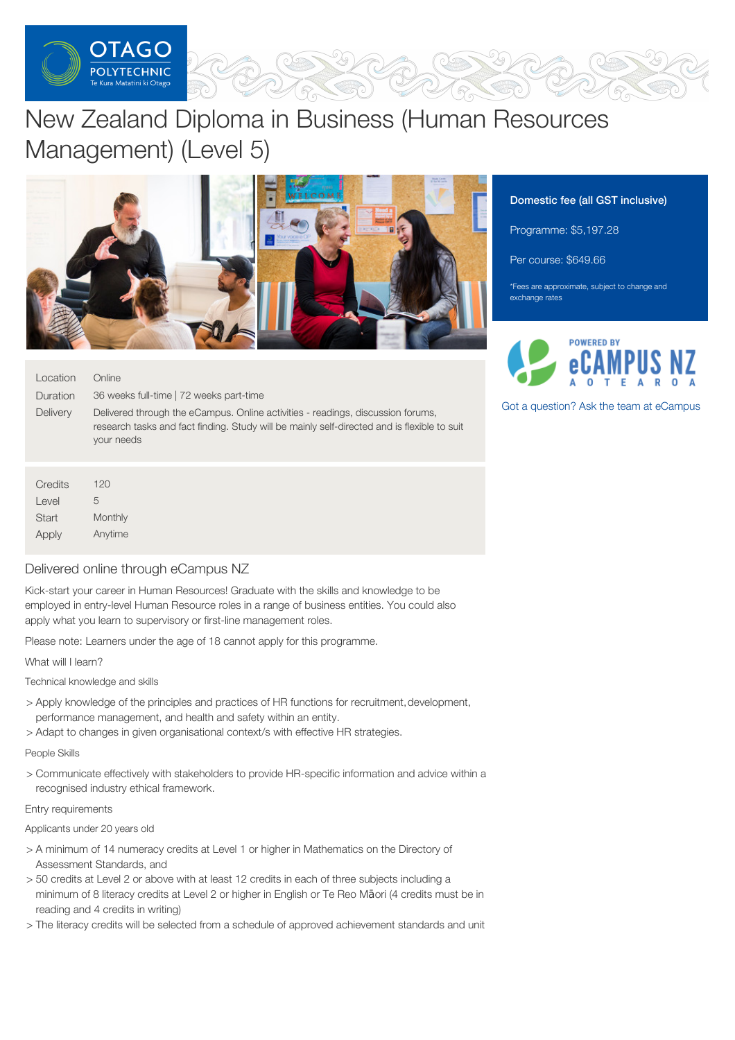# New Zealand Diploma in Business (Human Resources Management) (Level 5)

**Domestic fee (all GST inclusive)**

Programme: $5,197.28

Per course: $649.66

*Fees are approximate, subject to change and exchange rates

POWERED BY eCAMPUS NZ AOTEAROA

Got a question? Ask the team at eCampus

| | |
|---|---|
| Location | Online |
| Duration | 36 weeks full-time \| 72 weeks part-time |
| Delivery | Delivered through the eCampus. Online activities - readings, discussion forums, research tasks and fact finding. Study will be mainly self-directed and is flexible to suit your needs |

| | |
|---|---|
| Credits | 120 |
| Level | 5 |
| Start | Monthly |
| Apply | Anytime |

## Delivered online through eCampus NZ

Kick-start your career in Human Resources! Graduate with the skills and knowledge to be employed in entry-level Human Resource roles in a range of business entities. You could also apply what you learn to supervisory or first-line management roles.

Please note: Learners under the age of 18 cannot apply for this programme.

### What will I learn?

#### Technical knowledge and skills

- Apply knowledge of the principles and practices of HR functions for recruitment, development, performance management, and health and safety within an entity.
- Adapt to changes in given organisational context/s with effective HR strategies.

#### People Skills

- Communicate effectively with stakeholders to provide HR-specific information and advice within a recognised industry ethical framework.

### Entry requirements

#### Applicants under 20 years old

- A minimum of 14 numeracy credits at Level 1 or higher in Mathematics on the Directory of Assessment Standards, and
- 50 credits at Level 2 or above with at least 12 credits in each of three subjects including a minimum of 8 literacy credits at Level 2 or higher in English or Te Reo Māori (4 credits must be in reading and 4 credits in writing)
- The literacy credits will be selected from a schedule of approved achievement standards and unit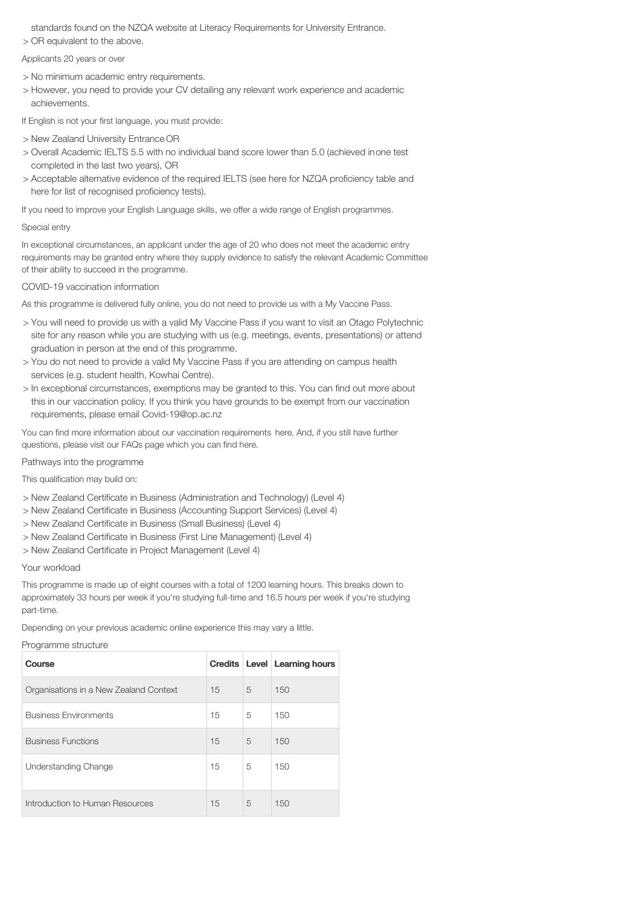standards found on the NZQA website at Literacy Requirements for University Entrance.

- OR equivalent to the above.

Applicants 20 years or over

- No minimum academic entry requirements.
- However, you need to provide your CV detailing any relevant work experience and academic achievements.

If English is not your first language, you must provide:

- New Zealand University Entrance OR
- Overall Academic IELTS 5.5 with no individual band score lower than 5.0 (achieved in one test completed in the last two years), OR
- Acceptable alternative evidence of the required IELTS (see here for NZQA proficiency table and here for list of recognised proficiency tests).

If you need to improve your English Language skills, we offer a wide range of English programmes.

Special entry

In exceptional circumstances, an applicant under the age of 20 who does not meet the academic entry requirements may be granted entry where they supply evidence to satisfy the relevant Academic Committee of their ability to succeed in the programme.

COVID-19 vaccination information

As this programme is delivered fully online, you do not need to provide us with a My Vaccine Pass.

- You will need to provide us with a valid My Vaccine Pass if you want to visit an Otago Polytechnic site for any reason while you are studying with us (e.g. meetings, events, presentations) or attend graduation in person at the end of this programme.
- You do not need to provide a valid My Vaccine Pass if you are attending on campus health services (e.g. student health, Kowhai Centre).
- In exceptional circumstances, exemptions may be granted to this. You can find out more about this in our vaccination policy. If you think you have grounds to be exempt from our vaccination requirements, please email Covid-19@op.ac.nz

You can find more information about our vaccination requirements here. And, if you still have further questions, please visit our FAQs page which you can find here.

Pathways into the programme

This qualification may build on:

- New Zealand Certificate in Business (Administration and Technology) (Level 4)
- New Zealand Certificate in Business (Accounting Support Services) (Level 4)
- New Zealand Certificate in Business (Small Business) (Level 4)
- New Zealand Certificate in Business (First Line Management) (Level 4)
- New Zealand Certificate in Project Management (Level 4)

Your workload

This programme is made up of eight courses with a total of 1200 learning hours. This breaks down to approximately 33 hours per week if you're studying full-time and 16.5 hours per week if you're studying part-time.

Depending on your previous academic online experience this may vary a little.

Programme structure

| Course | Credits | Level | Learning hours |
| --- | --- | --- | --- |
| Organisations in a New Zealand Context | 15 | 5 | 150 |
| Business Environments | 15 | 5 | 150 |
| Business Functions | 15 | 5 | 150 |
| Understanding Change | 15 | 5 | 150 |
| Introduction to Human Resources | 15 | 5 | 150 |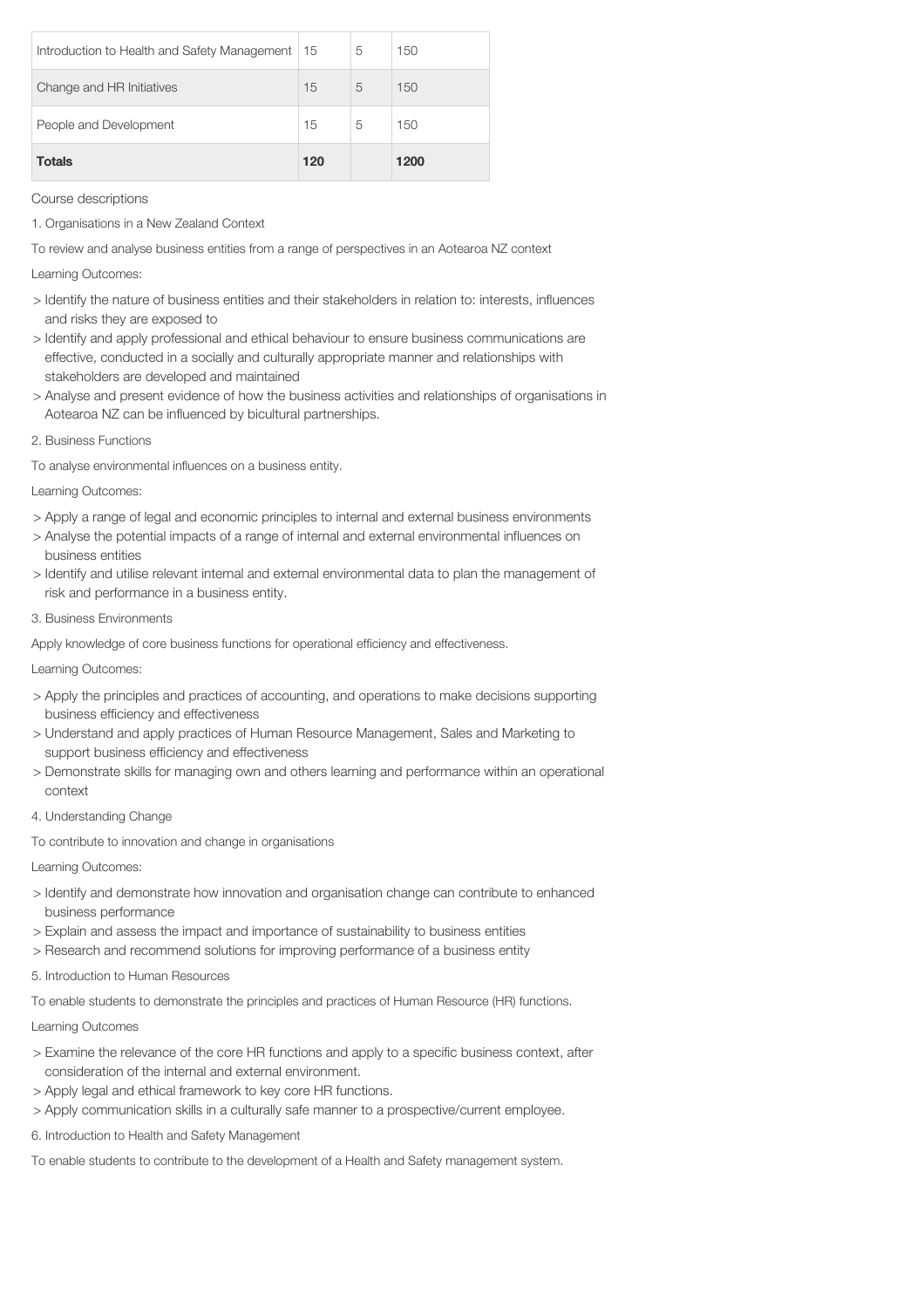| | | | |
|---|---|---|---|
| Introduction to Health and Safety Management | 15 | 5 | 150 |
| Change and HR Initiatives | 15 | 5 | 150 |
| People and Development | 15 | 5 | 150 |
| **Totals** | **120** | | **1200** |

Course descriptions

1. Organisations in a New Zealand Context

To review and analyse business entities from a range of perspectives in an Aotearoa NZ context

Learning Outcomes:

> Identify the nature of business entities and their stakeholders in relation to: interests, influences and risks they are exposed to
> Identify and apply professional and ethical behaviour to ensure business communications are effective, conducted in a socially and culturally appropriate manner and relationships with stakeholders are developed and maintained
> Analyse and present evidence of how the business activities and relationships of organisations in Aotearoa NZ can be influenced by bicultural partnerships.

2. Business Functions

To analyse environmental influences on a business entity.

Learning Outcomes:

> Apply a range of legal and economic principles to internal and external business environments
> Analyse the potential impacts of a range of internal and external environmental influences on business entities
> Identify and utilise relevant internal and external environmental data to plan the management of risk and performance in a business entity.

3. Business Environments

Apply knowledge of core business functions for operational efficiency and effectiveness.

Learning Outcomes:

> Apply the principles and practices of accounting, and operations to make decisions supporting business efficiency and effectiveness
> Understand and apply practices of Human Resource Management, Sales and Marketing to support business efficiency and effectiveness
> Demonstrate skills for managing own and others learning and performance within an operational context

4. Understanding Change

To contribute to innovation and change in organisations

Learning Outcomes:

> Identify and demonstrate how innovation and organisation change can contribute to enhanced business performance
> Explain and assess the impact and importance of sustainability to business entities
> Research and recommend solutions for improving performance of a business entity

5. Introduction to Human Resources

To enable students to demonstrate the principles and practices of Human Resource (HR) functions.

Learning Outcomes

> Examine the relevance of the core HR functions and apply to a specific business context, after consideration of the internal and external environment.
> Apply legal and ethical framework to key core HR functions.
> Apply communication skills in a culturally safe manner to a prospective/current employee.

6. Introduction to Health and Safety Management

To enable students to contribute to the development of a Health and Safety management system.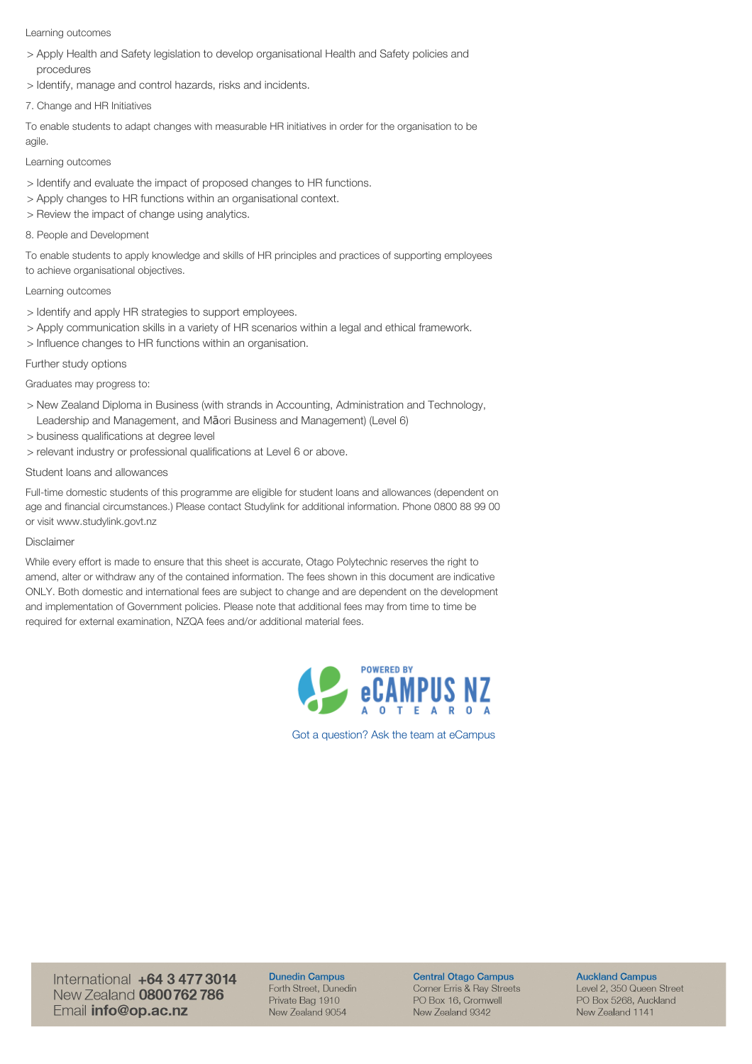Learning outcomes

- Apply Health and Safety legislation to develop organisational Health and Safety policies and procedures
- Identify, manage and control hazards, risks and incidents.

### 7. Change and HR Initiatives

To enable students to adapt changes with measurable HR initiatives in order for the organisation to be agile.

Learning outcomes

- Identify and evaluate the impact of proposed changes to HR functions.
- Apply changes to HR functions within an organisational context.
- Review the impact of change using analytics.

### 8. People and Development

To enable students to apply knowledge and skills of HR principles and practices of supporting employees to achieve organisational objectives.

Learning outcomes

- Identify and apply HR strategies to support employees.
- Apply communication skills in a variety of HR scenarios within a legal and ethical framework.
- Influence changes to HR functions within an organisation.

## Further study options

Graduates may progress to:

- New Zealand Diploma in Business (with strands in Accounting, Administration and Technology, Leadership and Management, and Māori Business and Management) (Level 6)
- business qualifications at degree level
- relevant industry or professional qualifications at Level 6 or above.

## Student loans and allowances

Full-time domestic students of this programme are eligible for student loans and allowances (dependent on age and financial circumstances.) Please contact Studylink for additional information. Phone 0800 88 99 00 or visit www.studylink.govt.nz

## Disclaimer

While every effort is made to ensure that this sheet is accurate, Otago Polytechnic reserves the right to amend, alter or withdraw any of the contained information. The fees shown in this document are indicative ONLY. Both domestic and international fees are subject to change and are dependent on the development and implementation of Government policies. Please note that additional fees may from time to time be required for external examination, NZQA fees and/or additional material fees.

POWERED BY eCAMPUS NZ AOTEAROA

Got a question? Ask the team at eCampus

International **+64 3 477 3014**
New Zealand **0800 762 786**
Email **info@op.ac.nz**

**Dunedin Campus**
Forth Street, Dunedin
Private Bag 1910
New Zealand 9054

**Central Otago Campus**
Corner Erris & Ray Streets
PO Box 16, Cromwell
New Zealand 9342

**Auckland Campus**
Level 2, 350 Queen Street
PO Box 5268, Auckland
New Zealand 1141